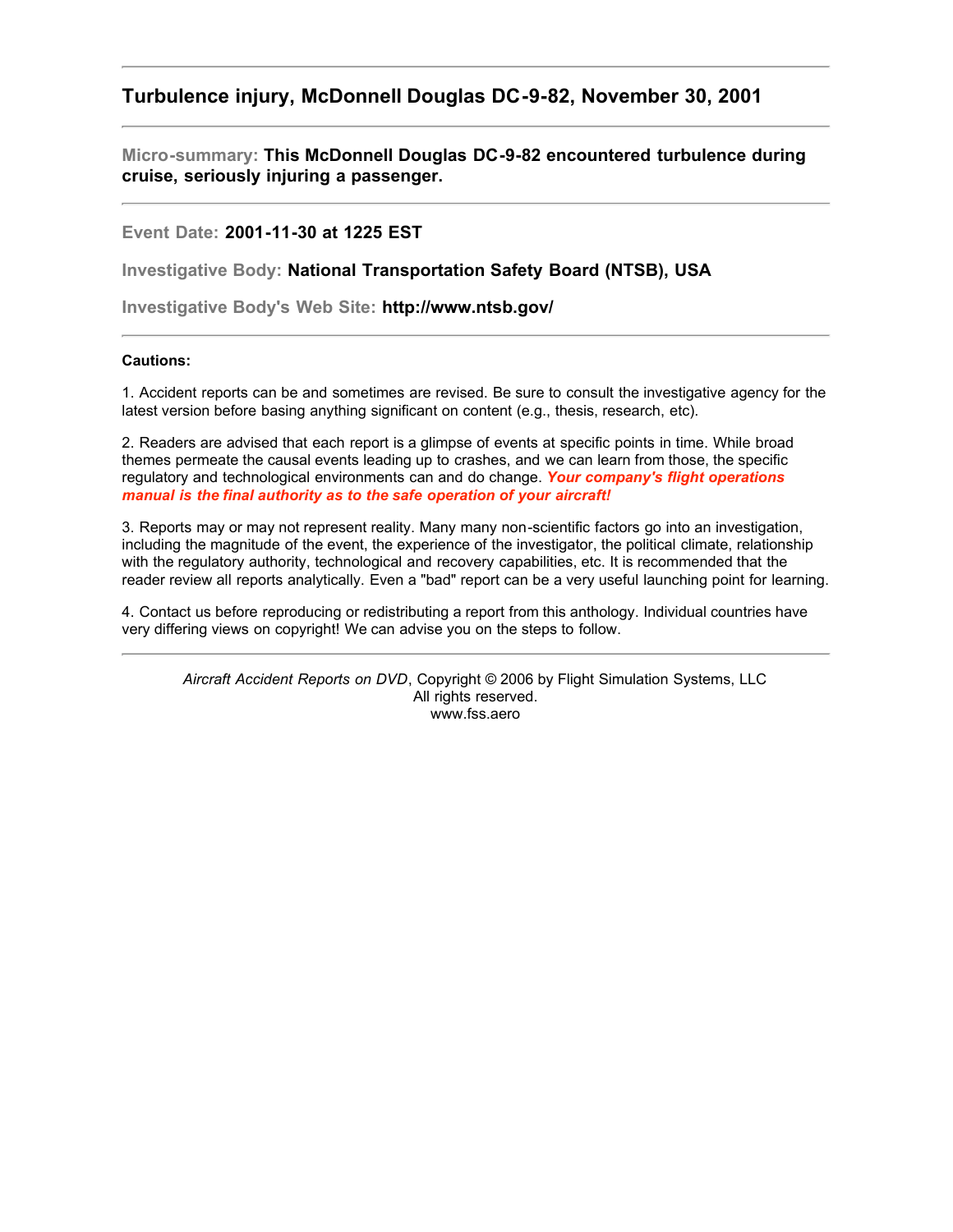# Turbulence injury, McDonnell Douglas DC-9-82, November 30, 2001

**Micro-summary:** **This McDonnell Douglas DC-9-82 encountered turbulence during cruise, seriously injuring a passenger.**

**Event Date:** **2001-11-30 at 1225 EST**

**Investigative Body:** **National Transportation Safety Board (NTSB), USA**

**Investigative Body's Web Site:** **http://www.ntsb.gov/**

**Cautions:**

1. Accident reports can be and sometimes are revised. Be sure to consult the investigative agency for the latest version before basing anything significant on content (e.g., thesis, research, etc).

2. Readers are advised that each report is a glimpse of events at specific points in time. While broad themes permeate the causal events leading up to crashes, and we can learn from those, the specific regulatory and technological environments can and do change. ***Your company's flight operations manual is the final authority as to the safe operation of your aircraft!***

3. Reports may or may not represent reality. Many many non-scientific factors go into an investigation, including the magnitude of the event, the experience of the investigator, the political climate, relationship with the regulatory authority, technological and recovery capabilities, etc. It is recommended that the reader review all reports analytically. Even a "bad" report can be a very useful launching point for learning.

4. Contact us before reproducing or redistributing a report from this anthology. Individual countries have very differing views on copyright! We can advise you on the steps to follow.

*Aircraft Accident Reports on DVD*, Copyright © 2006 by Flight Simulation Systems, LLC
All rights reserved.
www.fss.aero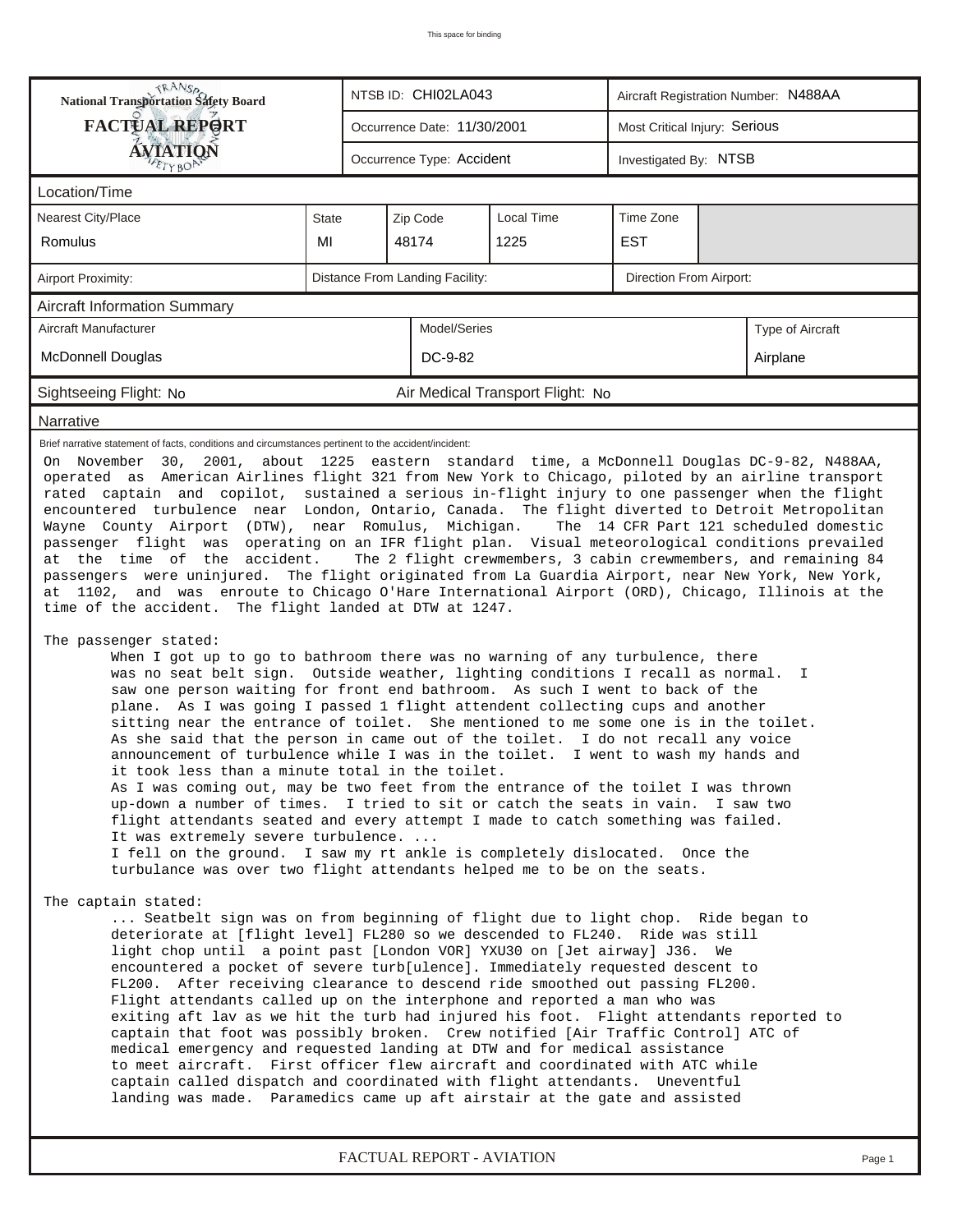# National Transportation Safety Board
## FACTUAL REPORT
## AVIATION

| | | |
|---|---|---|
| National Transportation Safety Board FACTUAL REPORT AVIATION | NTSB ID: CHI02LA043 | Aircraft Registration Number: N488AA |
| | Occurrence Date: 11/30/2001 | Most Critical Injury: Serious |
| | Occurrence Type: Accident | Investigated By: NTSB |

### Location/Time

| Nearest City/Place | State | Zip Code | Local Time | Time Zone |
|---|---|---|---|---|
| Romulus | MI | 48174 | 1225 | EST |

| Airport Proximity: | Distance From Landing Facility: | Direction From Airport: |
|---|---|---|
| | | |

### Aircraft Information Summary

| Aircraft Manufacturer | Model/Series | Type of Aircraft |
|---|---|---|
| McDonnell Douglas | DC-9-82 | Airplane |

Sightseeing Flight: No

Air Medical Transport Flight: No

### Narrative

Brief narrative statement of facts, conditions and circumstances pertinent to the accident/incident:

On November 30, 2001, about 1225 eastern standard time, a McDonnell Douglas DC-9-82, N488AA, operated as American Airlines flight 321 from New York to Chicago, piloted by an airline transport rated captain and copilot, sustained a serious in-flight injury to one passenger when the flight encountered turbulence near London, Ontario, Canada. The flight diverted to Detroit Metropolitan Wayne County Airport (DTW), near Romulus, Michigan. The 14 CFR Part 121 scheduled domestic passenger flight was operating on an IFR flight plan. Visual meteorological conditions prevailed at the time of the accident. The 2 flight crewmembers, 3 cabin crewmembers, and remaining 84 passengers were uninjured. The flight originated from La Guardia Airport, near New York, New York, at 1102, and was enroute to Chicago O'Hare International Airport (ORD), Chicago, Illinois at the time of the accident. The flight landed at DTW at 1247.

The passenger stated:

> When I got up to go to bathroom there was no warning of any turbulence, there was no seat belt sign. Outside weather, lighting conditions I recall as normal. I saw one person waiting for front end bathroom. As such I went to back of the plane. As I was going I passed 1 flight attendent collecting cups and another sitting near the entrance of toilet. She mentioned to me some one is in the toilet. As she said that the person in came out of the toilet. I do not recall any voice announcement of turbulence while I was in the toilet. I went to wash my hands and it took less than a minute total in the toilet.
> As I was coming out, may be two feet from the entrance of the toilet I was thrown up-down a number of times. I tried to sit or catch the seats in vain. I saw two flight attendants seated and every attempt I made to catch something was failed. It was extremely severe turbulence. ...
> I fell on the ground. I saw my rt ankle is completely dislocated. Once the turbulance was over two flight attendants helped me to be on the seats.

The captain stated:

> ... Seatbelt sign was on from beginning of flight due to light chop. Ride began to deteriorate at [flight level] FL280 so we descended to FL240. Ride was still light chop until a point past [London VOR] YXU30 on [Jet airway] J36. We encountered a pocket of severe turb[ulence]. Immediately requested descent to FL200. After receiving clearance to descend ride smoothed out passing FL200. Flight attendants called up on the interphone and reported a man who was exiting aft lav as we hit the turb had injured his foot. Flight attendants reported to captain that foot was possibly broken. Crew notified [Air Traffic Control] ATC of medical emergency and requested landing at DTW and for medical assistance to meet aircraft. First officer flew aircraft and coordinated with ATC while captain called dispatch and coordinated with flight attendants. Uneventful landing was made. Paramedics came up aft airstair at the gate and assisted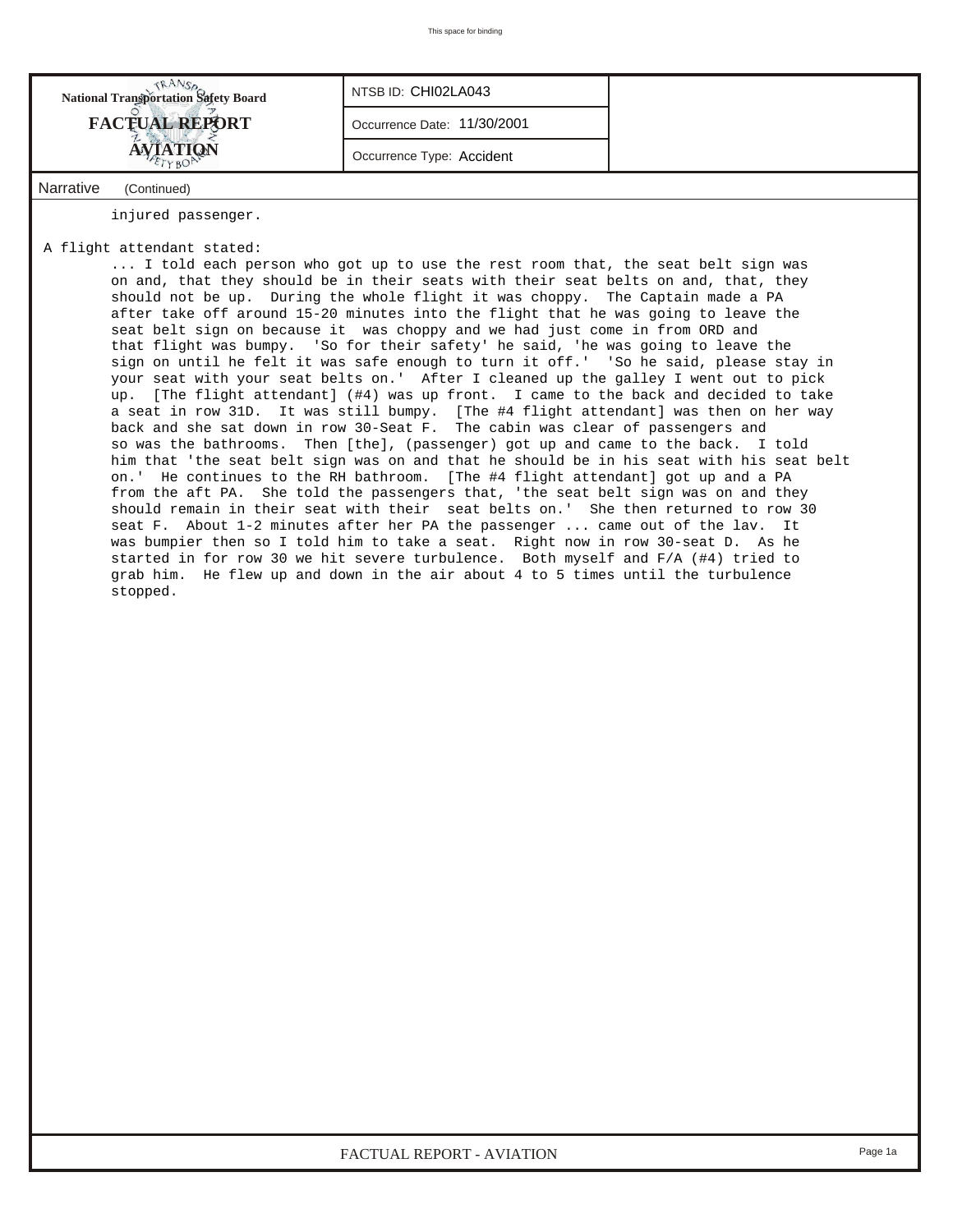**National Transportation Safety Board**

**FACTUAL REPORT**

**AVIATION**

NTSB ID: CHI02LA043

Occurrence Date: 11/30/2001

Occurrence Type: Accident

## Narrative (Continued)

injured passenger.

A flight attendant stated:

... I told each person who got up to use the rest room that, the seat belt sign was on and, that they should be in their seats with their seat belts on and, that, they should not be up. During the whole flight it was choppy. The Captain made a PA after take off around 15-20 minutes into the flight that he was going to leave the seat belt sign on because it was choppy and we had just come in from ORD and that flight was bumpy. 'So for their safety' he said, 'he was going to leave the sign on until he felt it was safe enough to turn it off.' 'So he said, please stay in your seat with your seat belts on.' After I cleaned up the galley I went out to pick up. [The flight attendant] (#4) was up front. I came to the back and decided to take a seat in row 31D. It was still bumpy. [The #4 flight attendant] was then on her way back and she sat down in row 30-Seat F. The cabin was clear of passengers and so was the bathrooms. Then [the], (passenger) got up and came to the back. I told him that 'the seat belt sign was on and that he should be in his seat with his seat belt on.' He continues to the RH bathroom. [The #4 flight attendant] got up and a PA from the aft PA. She told the passengers that, 'the seat belt sign was on and they should remain in their seat with their seat belts on.' She then returned to row 30 seat F. About 1-2 minutes after her PA the passenger ... came out of the lav. It was bumpier then so I told him to take a seat. Right now in row 30-seat D. As he started in for row 30 we hit severe turbulence. Both myself and F/A (#4) tried to grab him. He flew up and down in the air about 4 to 5 times until the turbulence stopped.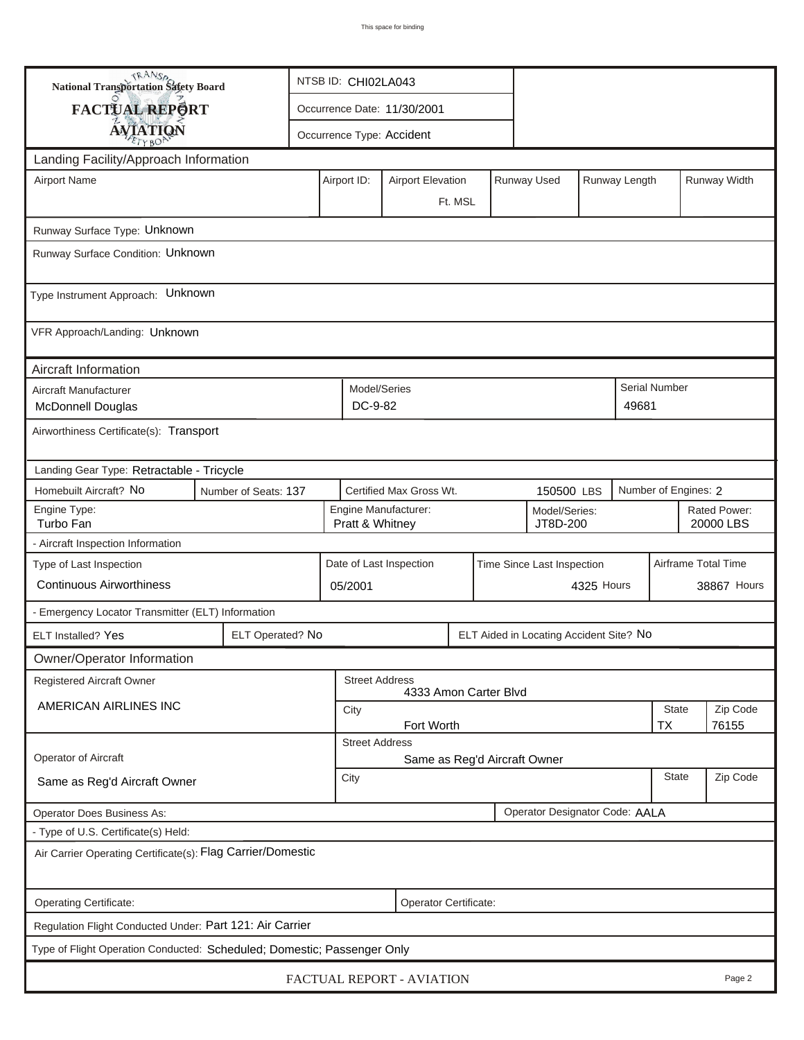This space for binding

**National Transportation Safety Board**
**FACTUAL REPORT**
**AVIATION**

NTSB ID: CHI02LA043

Occurrence Date: 11/30/2001

Occurrence Type: Accident

## Landing Facility/Approach Information

| Airport Name | Airport ID: | Airport Elevation | Runway Used | Runway Length | Runway Width |
|---|---|---|---|---|---|
| | | Ft. MSL | | | |

Runway Surface Type: Unknown

Runway Surface Condition: Unknown

Type Instrument Approach: Unknown

VFR Approach/Landing: Unknown

## Aircraft Information

| Aircraft Manufacturer | Model/Series | Serial Number |
|---|---|---|
| McDonnell Douglas | DC-9-82 | 49681 |

Airworthiness Certificate(s): Transport

Landing Gear Type: Retractable - Tricycle

| Homebuilt Aircraft? No | Number of Seats: 137 | Certified Max Gross Wt. 150500 LBS | Number of Engines: 2 |
|---|---|---|---|

| Engine Type: | Engine Manufacturer: | Model/Series: | Rated Power: |
|---|---|---|---|
| Turbo Fan | Pratt & Whitney | JT8D-200 | 20000 LBS |

- Aircraft Inspection Information

| Type of Last Inspection | Date of Last Inspection | Time Since Last Inspection | Airframe Total Time |
|---|---|---|---|
| Continuous Airworthiness | 05/2001 | 4325 Hours | 38867 Hours |

- Emergency Locator Transmitter (ELT) Information

| ELT Installed? Yes | ELT Operated? No | ELT Aided in Locating Accident Site? No |
|---|---|---|

## Owner/Operator Information

| Registered Aircraft Owner | Street Address | | |
|---|---|---|---|
| AMERICAN AIRLINES INC | 4333 Amon Carter Blvd | | |
| | City | State | Zip Code |
| | Fort Worth | TX | 76155 |

| Operator of Aircraft | Street Address | | |
|---|---|---|---|
| Same as Reg'd Aircraft Owner | Same as Reg'd Aircraft Owner | | |
| | City | State | Zip Code |
| | | | |

Operator Does Business As:

Operator Designator Code: AALA

- Type of U.S. Certificate(s) Held:

Air Carrier Operating Certificate(s): Flag Carrier/Domestic

Operating Certificate:

Operator Certificate:

Regulation Flight Conducted Under: Part 121: Air Carrier

Type of Flight Operation Conducted: Scheduled; Domestic; Passenger Only

FACTUAL REPORT - AVIATION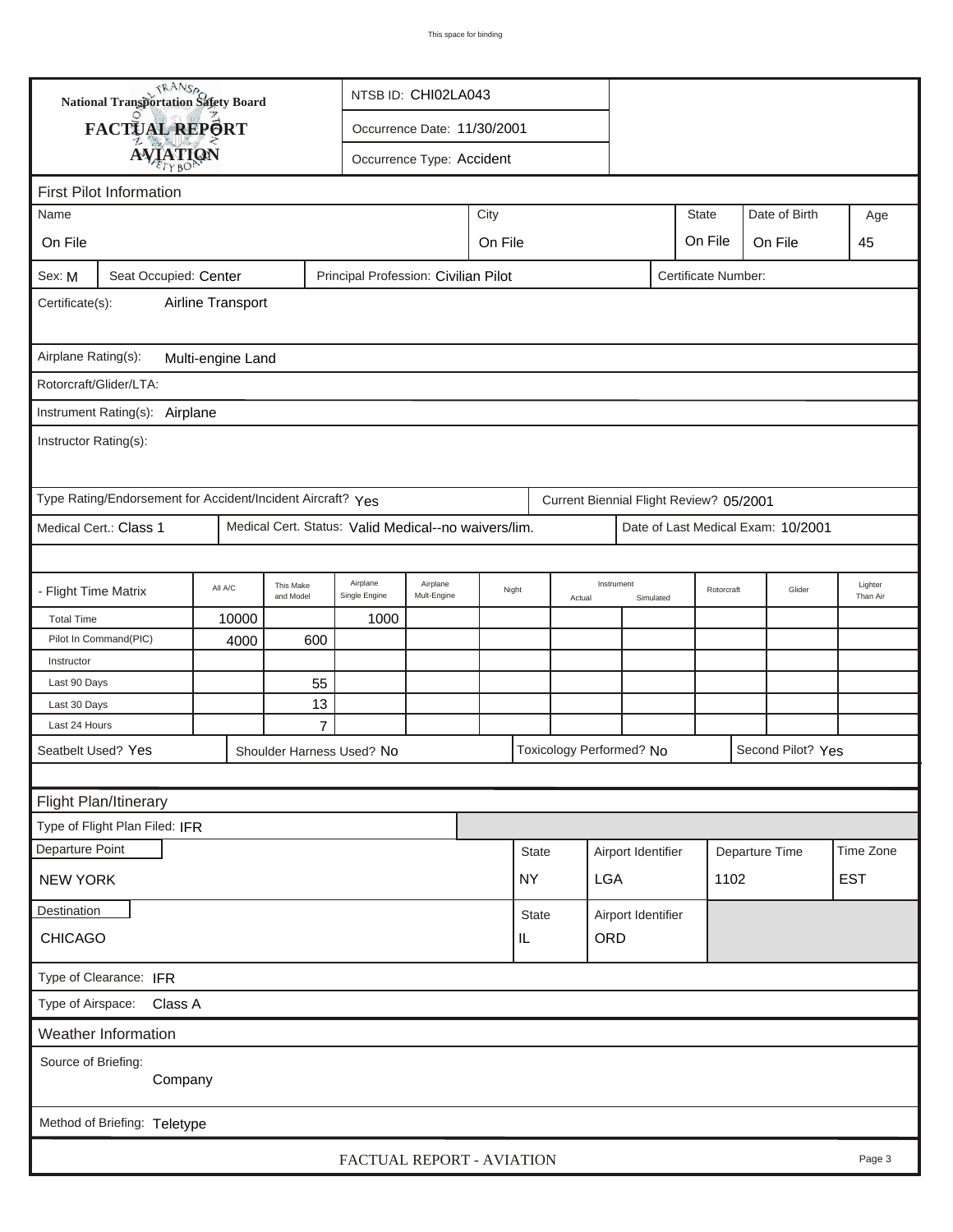This space for binding

**National Transportation Safety Board**

**FACTUAL REPORT**

**AVIATION**

NTSB ID: CHI02LA043

Occurrence Date: 11/30/2001

Occurrence Type: Accident

## First Pilot Information

| Name | City | State | Date of Birth | Age |
|---|---|---|---|---|
| On File | On File | On File | On File | 45 |

Sex: M | Seat Occupied: Center | Principal Profession: Civilian Pilot | Certificate Number:

Certificate(s): Airline Transport

Airplane Rating(s): Multi-engine Land

Rotorcraft/Glider/LTA:

Instrument Rating(s): Airplane

Instructor Rating(s):

Type Rating/Endorsement for Accident/Incident Aircraft? Yes | Current Biennial Flight Review? 05/2001

Medical Cert.: Class 1 | Medical Cert. Status: Valid Medical--no waivers/lim. | Date of Last Medical Exam: 10/2001

| - Flight Time Matrix | All A/C | This Make and Model | Airplane Single Engine | Airplane Mult-Engine | Night | Instrument Actual | Instrument Simulated | Rotorcraft | Glider | Lighter Than Air |
|---|---|---|---|---|---|---|---|---|---|---|
| Total Time | 10000 | | 1000 | | | | | | | |
| Pilot In Command(PIC) | 4000 | 600 | | | | | | | | |
| Instructor | | | | | | | | | | |
| Last 90 Days | | 55 | | | | | | | | |
| Last 30 Days | | 13 | | | | | | | | |
| Last 24 Hours | | 7 | | | | | | | | |

Seatbelt Used? Yes | Shoulder Harness Used? No | Toxicology Performed? No | Second Pilot? Yes

## Flight Plan/Itinerary

Type of Flight Plan Filed: IFR

| Departure Point | State | Airport Identifier | Departure Time | Time Zone |
|---|---|---|---|---|
| NEW YORK | NY | LGA | 1102 | EST |

| Destination | State | Airport Identifier |
|---|---|---|
| CHICAGO | IL | ORD |

Type of Clearance: IFR

Type of Airspace: Class A

## Weather Information

Source of Briefing: Company

Method of Briefing: Teletype

FACTUAL REPORT - AVIATION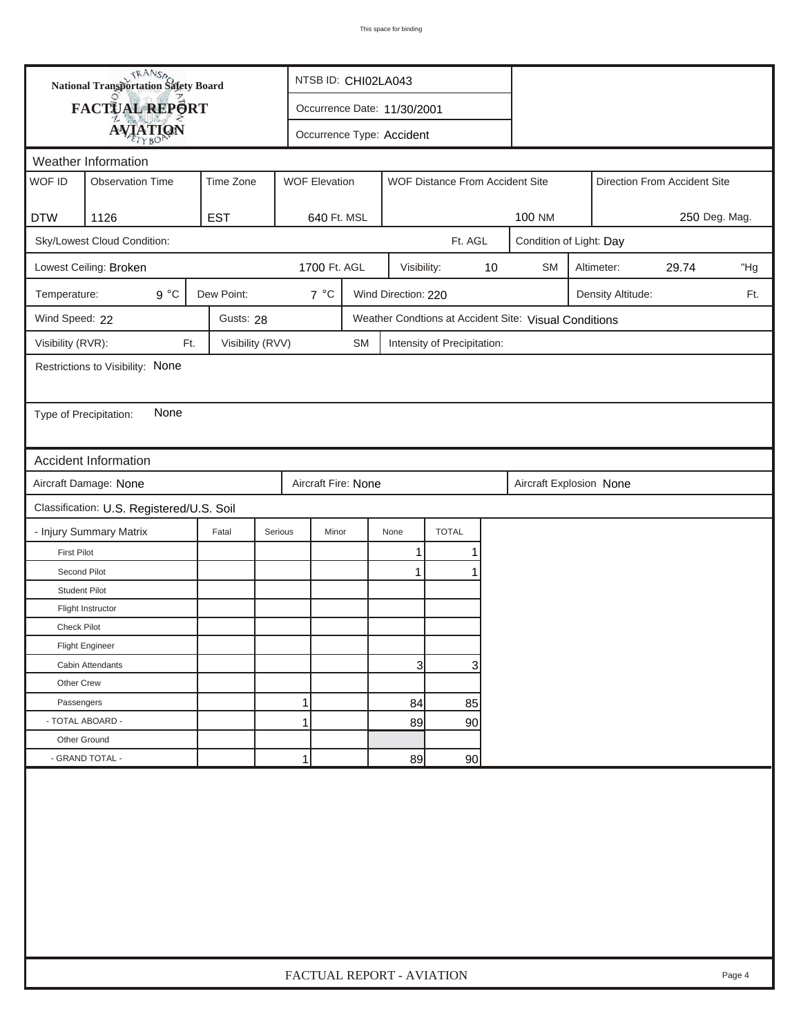**National Transportation Safety Board**
**FACTUAL REPORT**
**AVIATION**

NTSB ID: CHI02LA043

Occurrence Date: 11/30/2001

Occurrence Type: Accident

## Weather Information

| WOF ID | Observation Time | Time Zone | WOF Elevation | WOF Distance From Accident Site | Direction From Accident Site |
|---|---|---|---|---|---|
| DTW | 1126 | EST | 640 Ft. MSL | 100 NM | 250 Deg. Mag. |

Sky/Lowest Cloud Condition: Ft. AGL

Condition of Light: Day

Lowest Ceiling: Broken 1700 Ft. AGL

Visibility: 10 SM

Altimeter: 29.74 "Hg

Temperature: 9 °C

Dew Point: 7 °C

Wind Direction: 220

Density Altitude: Ft.

Wind Speed: 22

Gusts: 28

Weather Condtions at Accident Site: Visual Conditions

Visibility (RVR): Ft.

Visibility (RVV) SM

Intensity of Precipitation:

Restrictions to Visibility: None

Type of Precipitation: None

## Accident Information

Aircraft Damage: None

Aircraft Fire: None

Aircraft Explosion None

Classification: U.S. Registered/U.S. Soil

| - Injury Summary Matrix | Fatal | Serious | Minor | None | TOTAL |
|---|---|---|---|---|---|
| First Pilot | | | | 1 | 1 |
| Second Pilot | | | | 1 | 1 |
| Student Pilot | | | | | |
| Flight Instructor | | | | | |
| Check Pilot | | | | | |
| Flight Engineer | | | | | |
| Cabin Attendants | | | | 3 | 3 |
| Other Crew | | | | | |
| Passengers | | 1 | | 84 | 85 |
| - TOTAL ABOARD - | | 1 | | 89 | 90 |
| Other Ground | | | | | |
| - GRAND TOTAL - | | 1 | | 89 | 90 |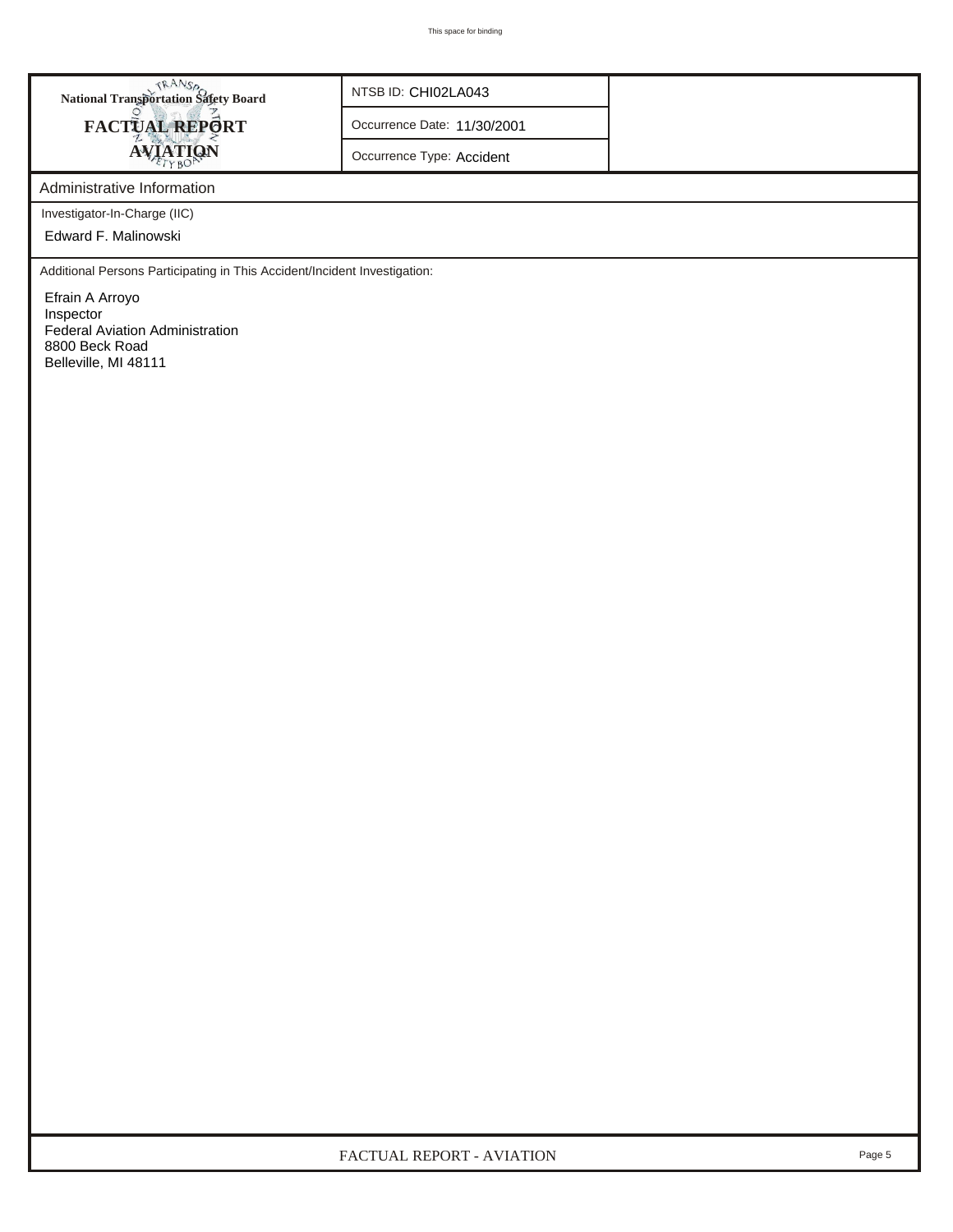**National Transportation Safety Board**

**FACTUAL REPORT**

**AVIATION**

| | |
|---|---|
| NTSB ID: CHI02LA043 | |
| Occurrence Date: 11/30/2001 | |
| Occurrence Type: Accident | |

## Administrative Information

Investigator-In-Charge (IIC)

Edward F. Malinowski

Additional Persons Participating in This Accident/Incident Investigation:

Efrain A Arroyo
Inspector
Federal Aviation Administration
8800 Beck Road
Belleville, MI 48111